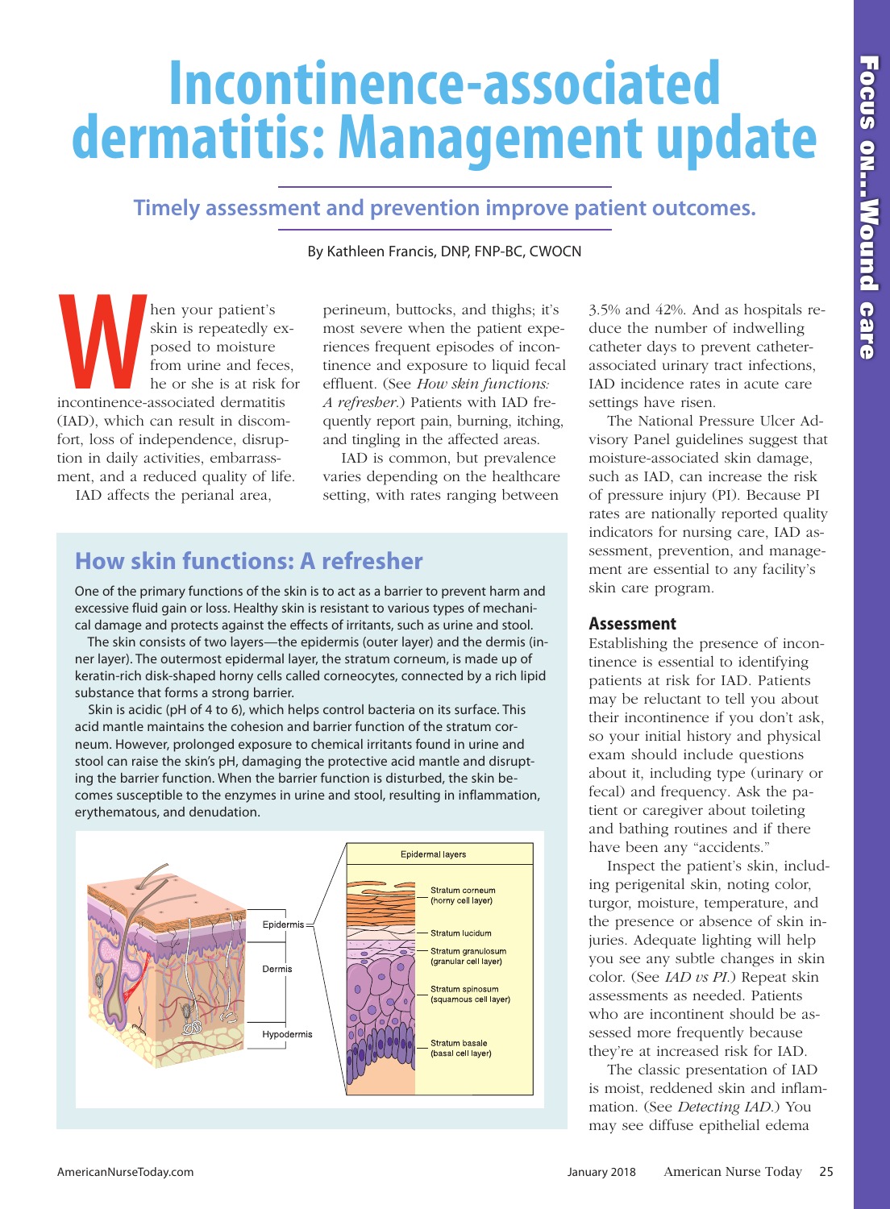# Incontinence-associated dermatitis: Management update

## Timely assessment and prevention improve patient outcomes.

By Kathleen Francis, DNP, FNP-BC, CWOCN

When your patient's skin is repeatedly exposed to moisture from urine and feces, he or she is at risk for incontinence-associated dermatitis (IAD), which can result in discomfort, loss of independence, disruption in daily activities, embarrassment, and a reduced quality of life.

IAD affects the perianal area, perineum, buttocks, and thighs; it's most severe when the patient experiences frequent episodes of incontinence and exposure to liquid fecal effluent. (See *How skin functions: A refresher*.) Patients with IAD frequently report pain, burning, itching, and tingling in the affected areas.

IAD is common, but prevalence varies depending on the healthcare setting, with rates ranging between 3.5% and 42%. And as hospitals reduce the number of indwelling catheter days to prevent catheter-associated urinary tract infections, IAD incidence rates in acute care settings have risen.

The National Pressure Ulcer Advisory Panel guidelines suggest that moisture-associated skin damage, such as IAD, can increase the risk of pressure injury (PI). Because PI rates are nationally reported quality indicators for nursing care, IAD assessment, prevention, and management are essential to any facility's skin care program.

## How skin functions: A refresher

One of the primary functions of the skin is to act as a barrier to prevent harm and excessive fluid gain or loss. Healthy skin is resistant to various types of mechanical damage and protects against the effects of irritants, such as urine and stool.

The skin consists of two layers—the epidermis (outer layer) and the dermis (inner layer). The outermost epidermal layer, the stratum corneum, is made up of keratin-rich disk-shaped horny cells called corneocytes, connected by a rich lipid substance that forms a strong barrier.

Skin is acidic (pH of 4 to 6), which helps control bacteria on its surface. This acid mantle maintains the cohesion and barrier function of the stratum corneum. However, prolonged exposure to chemical irritants found in urine and stool can raise the skin's pH, damaging the protective acid mantle and disrupting the barrier function. When the barrier function is disturbed, the skin becomes susceptible to the enzymes in urine and stool, resulting in inflammation, erythematous, and denudation.

Epidermis, Dermis, Hypodermis

Epidermal layers: Stratum corneum (horny cell layer); Stratum lucidum; Stratum granulosum (granular cell layer); Stratum spinosum (squamous cell layer); Stratum basale (basal cell layer)

### Assessment

Establishing the presence of incontinence is essential to identifying patients at risk for IAD. Patients may be reluctant to tell you about their incontinence if you don't ask, so your initial history and physical exam should include questions about it, including type (urinary or fecal) and frequency. Ask the patient or caregiver about toileting and bathing routines and if there have been any "accidents."

Inspect the patient's skin, including perigenital skin, noting color, turgor, moisture, temperature, and the presence or absence of skin injuries. Adequate lighting will help you see any subtle changes in skin color. (See *IAD vs PI*.) Repeat skin assessments as needed. Patients who are incontinent should be assessed more frequently because they're at increased risk for IAD.

The classic presentation of IAD is moist, reddened skin and inflammation. (See *Detecting IAD*.) You may see diffuse epithelial edema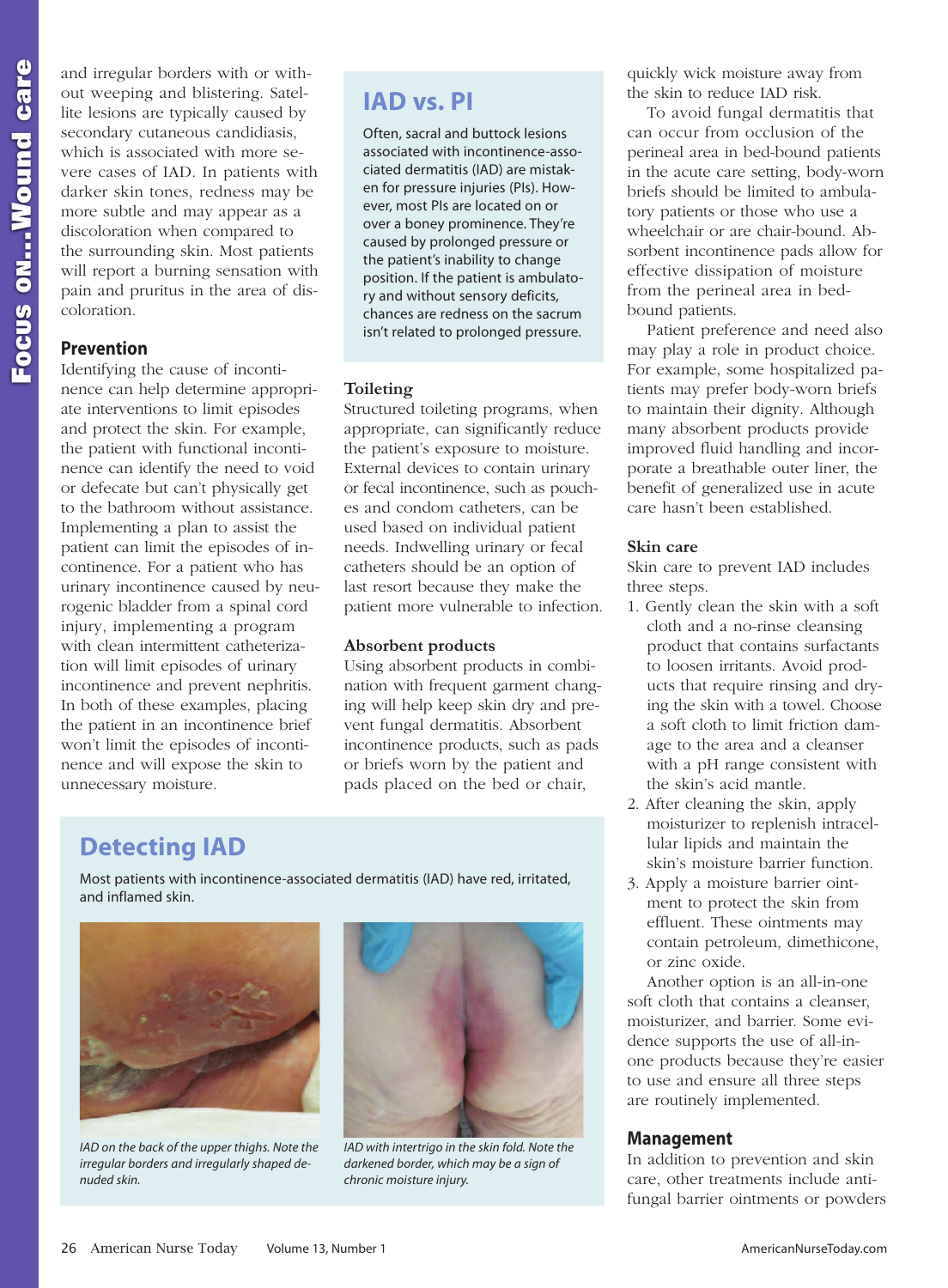and irregular borders with or without weeping and blistering. Satellite lesions are typically caused by secondary cutaneous candidiasis, which is associated with more severe cases of IAD. In patients with darker skin tones, redness may be more subtle and may appear as a discoloration when compared to the surrounding skin. Most patients will report a burning sensation with pain and pruritus in the area of discoloration.

## Prevention

Identifying the cause of incontinence can help determine appropriate interventions to limit episodes and protect the skin. For example, the patient with functional incontinence can identify the need to void or defecate but can't physically get to the bathroom without assistance. Implementing a plan to assist the patient can limit the episodes of incontinence. For a patient who has urinary incontinence caused by neurogenic bladder from a spinal cord injury, implementing a program with clean intermittent catheterization will limit episodes of urinary incontinence and prevent nephritis. In both of these examples, placing the patient in an incontinence brief won't limit the episodes of incontinence and will expose the skin to unnecessary moisture.

## IAD vs. PI

Often, sacral and buttock lesions associated with incontinence-associated dermatitis (IAD) are mistaken for pressure injuries (PIs). However, most PIs are located on or over a boney prominence. They're caused by prolonged pressure or the patient's inability to change position. If the patient is ambulatory and without sensory deficits, chances are redness on the sacrum isn't related to prolonged pressure.

### Toileting

Structured toileting programs, when appropriate, can significantly reduce the patient's exposure to moisture. External devices to contain urinary or fecal incontinence, such as pouches and condom catheters, can be used based on individual patient needs. Indwelling urinary or fecal catheters should be an option of last resort because they make the patient more vulnerable to infection.

### Absorbent products

Using absorbent products in combination with frequent garment changing will help keep skin dry and prevent fungal dermatitis. Absorbent incontinence products, such as pads or briefs worn by the patient and pads placed on the bed or chair, quickly wick moisture away from the skin to reduce IAD risk.

To avoid fungal dermatitis that can occur from occlusion of the perineal area in bed-bound patients in the acute care setting, body-worn briefs should be limited to ambulatory patients or those who use a wheelchair or are chair-bound. Absorbent incontinence pads allow for effective dissipation of moisture from the perineal area in bed-bound patients.

Patient preference and need also may play a role in product choice. For example, some hospitalized patients may prefer body-worn briefs to maintain their dignity. Although many absorbent products provide improved fluid handling and incorporate a breathable outer liner, the benefit of generalized use in acute care hasn't been established.

### Skin care

Skin care to prevent IAD includes three steps.

1. Gently clean the skin with a soft cloth and a no-rinse cleansing product that contains surfactants to loosen irritants. Avoid products that require rinsing and drying the skin with a towel. Choose a soft cloth to limit friction damage to the area and a cleanser with a pH range consistent with the skin's acid mantle.
2. After cleaning the skin, apply moisturizer to replenish intracellular lipids and maintain the skin's moisture barrier function.
3. Apply a moisture barrier ointment to protect the skin from effluent. These ointments may contain petroleum, dimethicone, or zinc oxide.

Another option is an all-in-one soft cloth that contains a cleanser, moisturizer, and barrier. Some evidence supports the use of all-in-one products because they're easier to use and ensure all three steps are routinely implemented.

## Management

In addition to prevention and skin care, other treatments include antifungal barrier ointments or powders

## Detecting IAD

Most patients with incontinence-associated dermatitis (IAD) have red, irritated, and inflamed skin.

*IAD on the back of the upper thighs. Note the irregular borders and irregularly shaped denuded skin.*

*IAD with intertrigo in the skin fold. Note the darkened border, which may be a sign of chronic moisture injury.*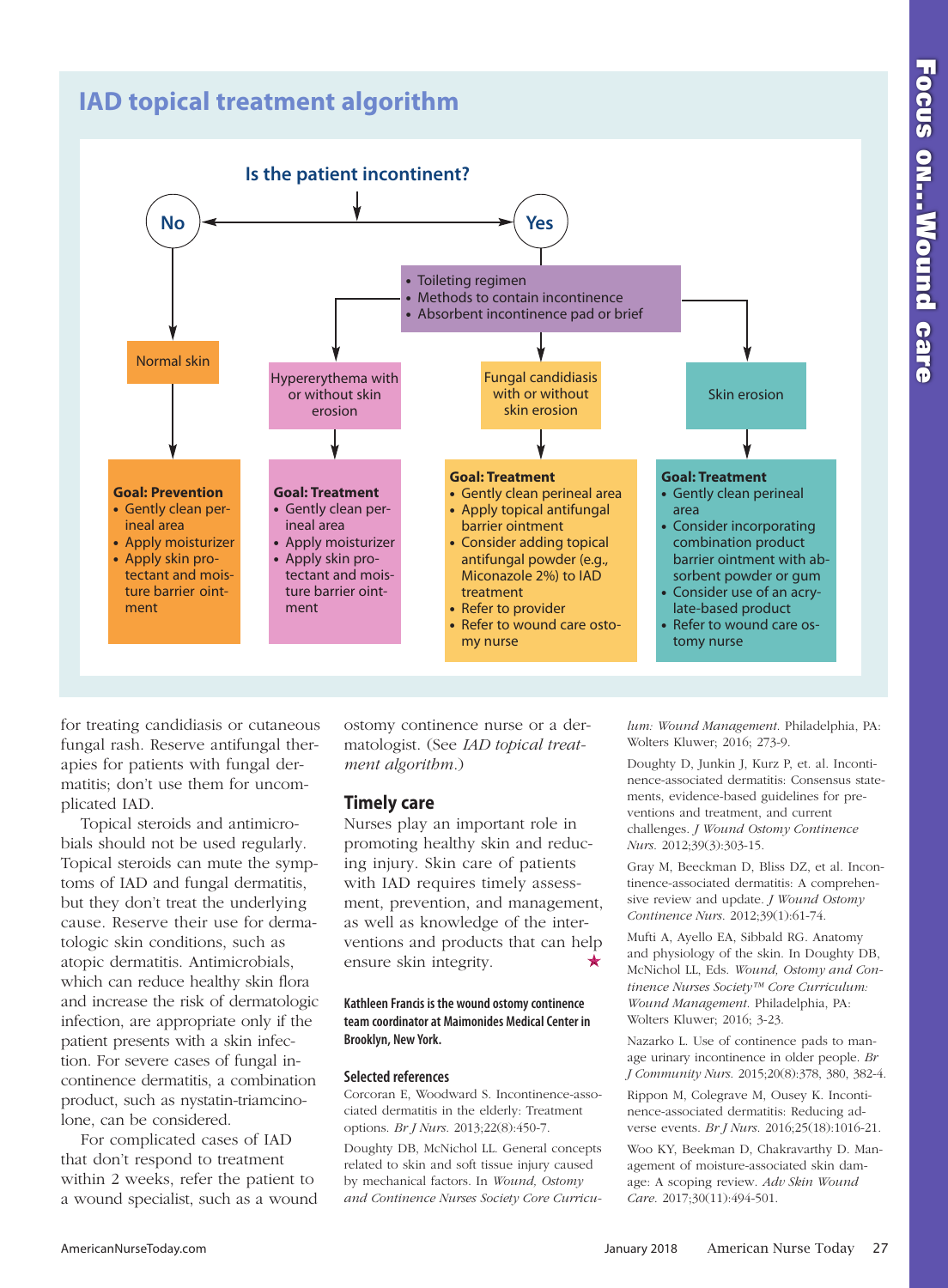## IAD topical treatment algorithm

**Is the patient incontinent?**

**No**

- Normal skin
  - **Goal: Prevention**
    - Gently clean perineal area
    - Apply moisturizer
    - Apply skin protectant and moisture barrier ointment

**Yes**

- Toileting regimen
- Methods to contain incontinence
- Absorbent incontinence pad or brief

Hypererythema with or without skin erosion

**Goal: Treatment**
- Gently clean perineal area
- Apply moisturizer
- Apply skin protectant and moisture barrier ointment

Fungal candidiasis with or without skin erosion

**Goal: Treatment**
- Gently clean perineal area
- Apply topical antifungal barrier ointment
- Consider adding topical antifungal powder (e.g., Miconazole 2%) to IAD treatment
- Refer to provider
- Refer to wound care ostomy nurse

Skin erosion

**Goal: Treatment**
- Gently clean perineal area
- Consider incorporating combination product barrier ointment with absorbent powder or gum
- Consider use of an acrylate-based product
- Refer to wound care ostomy nurse

for treating candidiasis or cutaneous fungal rash. Reserve antifungal therapies for patients with fungal dermatitis; don't use them for uncomplicated IAD.

Topical steroids and antimicrobials should not be used regularly. Topical steroids can mute the symptoms of IAD and fungal dermatitis, but they don't treat the underlying cause. Reserve their use for dermatologic skin conditions, such as atopic dermatitis. Antimicrobials, which can reduce healthy skin flora and increase the risk of dermatologic infection, are appropriate only if the patient presents with a skin infection. For severe cases of fungal incontinence dermatitis, a combination product, such as nystatin-triamcinolone, can be considered.

For complicated cases of IAD that don't respond to treatment within 2 weeks, refer the patient to a wound specialist, such as a wound ostomy continence nurse or a dermatologist. (See *IAD topical treatment algorithm*.)

### Timely care

Nurses play an important role in promoting healthy skin and reducing injury. Skin care of patients with IAD requires timely assessment, prevention, and management, as well as knowledge of the interventions and products that can help ensure skin integrity. ★

**Kathleen Francis is the wound ostomy continence team coordinator at Maimonides Medical Center in Brooklyn, New York.**

### Selected references

Corcoran E, Woodward S. Incontinence-associated dermatitis in the elderly: Treatment options. *Br J Nurs.* 2013;22(8):450-7.

Doughty DB, McNichol LL. General concepts related to skin and soft tissue injury caused by mechanical factors. In *Wound, Ostomy and Continence Nurses Society Core Curriculum: Wound Management.* Philadelphia, PA: Wolters Kluwer; 2016; 273-9.

Doughty D, Junkin J, Kurz P, et. al. Incontinence-associated dermatitis: Consensus statements, evidence-based guidelines for preventions and treatment, and current challenges. *J Wound Ostomy Continence Nurs.* 2012;39(3):303-15.

Gray M, Beeckman D, Bliss DZ, et al. Incontinence-associated dermatitis: A comprehensive review and update. *J Wound Ostomy Continence Nurs.* 2012;39(1):61-74.

Mufti A, Ayello EA, Sibbald RG. Anatomy and physiology of the skin. In Doughty DB, McNichol LL, Eds. *Wound, Ostomy and Continence Nurses Society™ Core Curriculum: Wound Management.* Philadelphia, PA: Wolters Kluwer; 2016; 3-23.

Nazarko L. Use of continence pads to manage urinary incontinence in older people. *Br J Community Nurs.* 2015;20(8):378, 380, 382-4.

Rippon M, Colegrave M, Ousey K. Incontinence-associated dermatitis: Reducing adverse events. *Br J Nurs.* 2016;25(18):1016-21.

Woo KY, Beekman D, Chakravarthy D. Management of moisture-associated skin damage: A scoping review. *Adv Skin Wound Care.* 2017;30(11):494-501.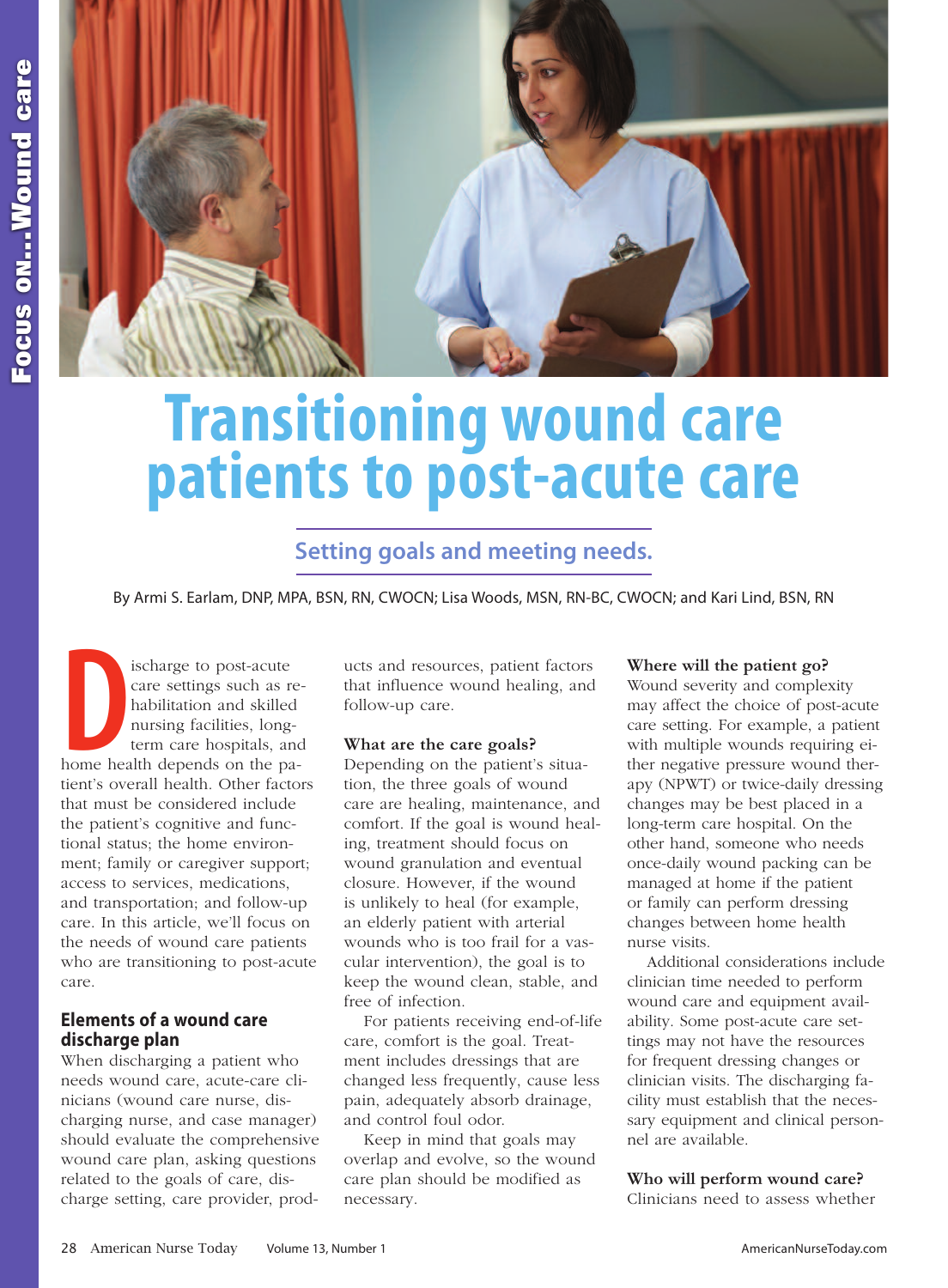# Transitioning wound care patients to post-acute care

## Setting goals and meeting needs.

By Armi S. Earlam, DNP, MPA, BSN, RN, CWOCN; Lisa Woods, MSN, RN-BC, CWOCN; and Kari Lind, BSN, RN

Discharge to post-acute care settings such as rehabilitation and skilled nursing facilities, long-term care hospitals, and home health depends on the patient's overall health. Other factors that must be considered include the patient's cognitive and functional status; the home environment; family or caregiver support; access to services, medications, and transportation; and follow-up care. In this article, we'll focus on the needs of wound care patients who are transitioning to post-acute care.

### Elements of a wound care discharge plan

When discharging a patient who needs wound care, acute-care clinicians (wound care nurse, discharging nurse, and case manager) should evaluate the comprehensive wound care plan, asking questions related to the goals of care, discharge setting, care provider, products and resources, patient factors that influence wound healing, and follow-up care.

**What are the care goals?**
Depending on the patient's situation, the three goals of wound care are healing, maintenance, and comfort. If the goal is wound healing, treatment should focus on wound granulation and eventual closure. However, if the wound is unlikely to heal (for example, an elderly patient with arterial wounds who is too frail for a vascular intervention), the goal is to keep the wound clean, stable, and free of infection.

For patients receiving end-of-life care, comfort is the goal. Treatment includes dressings that are changed less frequently, cause less pain, adequately absorb drainage, and control foul odor.

Keep in mind that goals may overlap and evolve, so the wound care plan should be modified as necessary.

**Where will the patient go?**
Wound severity and complexity may affect the choice of post-acute care setting. For example, a patient with multiple wounds requiring either negative pressure wound therapy (NPWT) or twice-daily dressing changes may be best placed in a long-term care hospital. On the other hand, someone who needs once-daily wound packing can be managed at home if the patient or family can perform dressing changes between home health nurse visits.

Additional considerations include clinician time needed to perform wound care and equipment availability. Some post-acute care settings may not have the resources for frequent dressing changes or clinician visits. The discharging facility must establish that the necessary equipment and clinical personnel are available.

**Who will perform wound care?**
Clinicians need to assess whether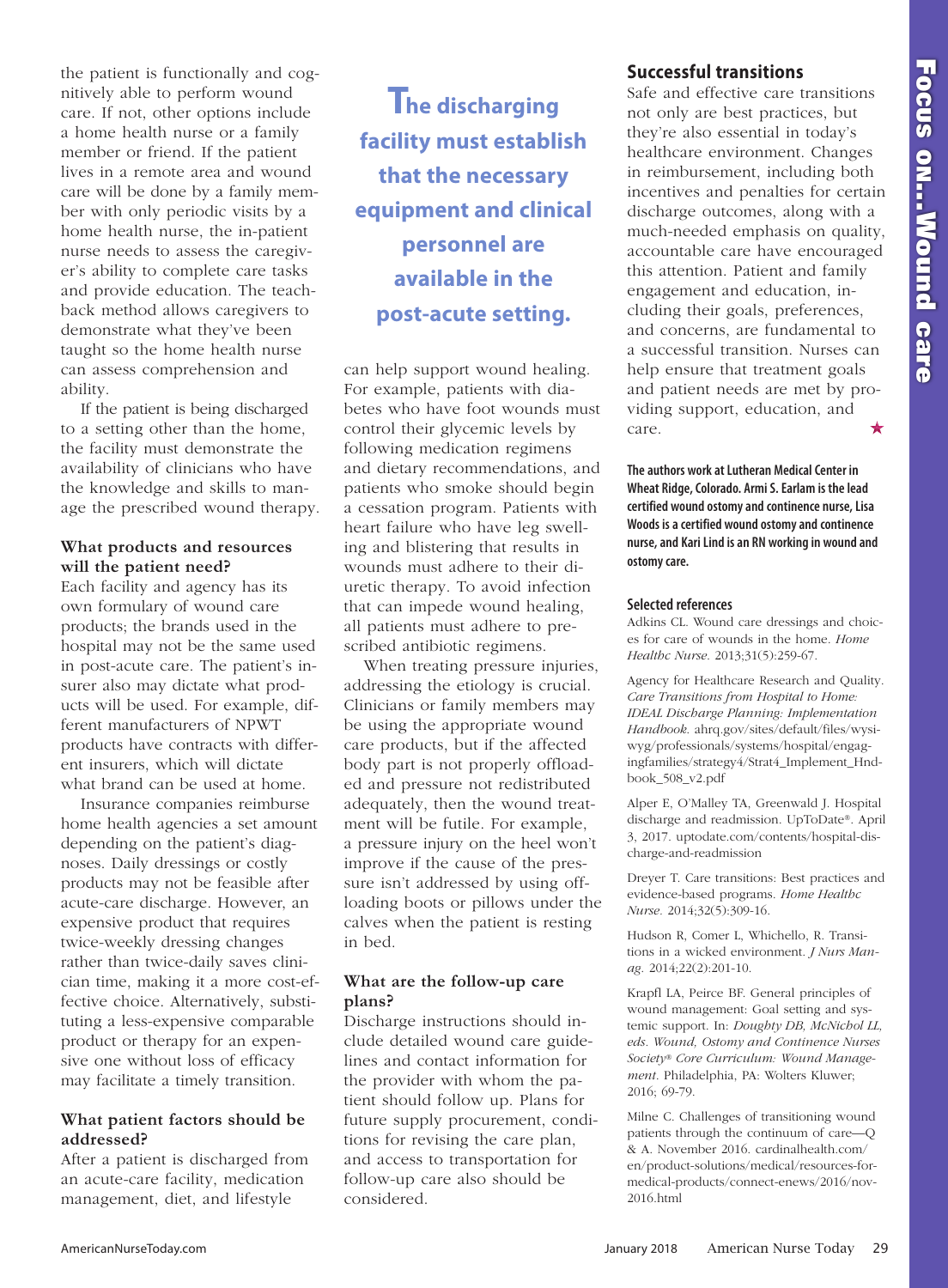the patient is functionally and cognitively able to perform wound care. If not, other options include a home health nurse or a family member or friend. If the patient lives in a remote area and wound care will be done by a family member with only periodic visits by a home health nurse, the in-patient nurse needs to assess the caregiver's ability to complete care tasks and provide education. The teach-back method allows caregivers to demonstrate what they've been taught so the home health nurse can assess comprehension and ability.

If the patient is being discharged to a setting other than the home, the facility must demonstrate the availability of clinicians who have the knowledge and skills to manage the prescribed wound therapy.

### What products and resources will the patient need?

Each facility and agency has its own formulary of wound care products; the brands used in the hospital may not be the same used in post-acute care. The patient's insurer also may dictate what products will be used. For example, different manufacturers of NPWT products have contracts with different insurers, which will dictate what brand can be used at home.

Insurance companies reimburse home health agencies a set amount depending on the patient's diagnoses. Daily dressings or costly products may not be feasible after acute-care discharge. However, an expensive product that requires twice-weekly dressing changes rather than twice-daily saves clinician time, making it a more cost-effective choice. Alternatively, substituting a less-expensive comparable product or therapy for an expensive one without loss of efficacy may facilitate a timely transition.

### What patient factors should be addressed?

After a patient is discharged from an acute-care facility, medication management, diet, and lifestyle can help support wound healing. For example, patients with diabetes who have foot wounds must control their glycemic levels by following medication regimens and dietary recommendations, and patients who smoke should begin a cessation program. Patients with heart failure who have leg swelling and blistering that results in wounds must adhere to their diuretic therapy. To avoid infection that can impede wound healing, all patients must adhere to prescribed antibiotic regimens.

When treating pressure injuries, addressing the etiology is crucial. Clinicians or family members may be using the appropriate wound care products, but if the affected body part is not properly offloaded and pressure not redistributed adequately, then the wound treatment will be futile. For example, a pressure injury on the heel won't improve if the cause of the pressure isn't addressed by using offloading boots or pillows under the calves when the patient is resting in bed.

**The discharging facility must establish that the necessary equipment and clinical personnel are available in the post-acute setting.**

### What are the follow-up care plans?

Discharge instructions should include detailed wound care guidelines and contact information for the provider with whom the patient should follow up. Plans for future supply procurement, conditions for revising the care plan, and access to transportation for follow-up care also should be considered.

## Successful transitions

Safe and effective care transitions not only are best practices, but they're also essential in today's healthcare environment. Changes in reimbursement, including both incentives and penalties for certain discharge outcomes, along with a much-needed emphasis on quality, accountable care have encouraged this attention. Patient and family engagement and education, including their goals, preferences, and concerns, are fundamental to a successful transition. Nurses can help ensure that treatment goals and patient needs are met by providing support, education, and care. ★

**The authors work at Lutheran Medical Center in Wheat Ridge, Colorado. Armi S. Earlam is the lead certified wound ostomy and continence nurse, Lisa Woods is a certified wound ostomy and continence nurse, and Kari Lind is an RN working in wound and ostomy care.**

### Selected references

Adkins CL. Wound care dressings and choices for care of wounds in the home. *Home Healthc Nurse.* 2013;31(5):259-67.

Agency for Healthcare Research and Quality. *Care Transitions from Hospital to Home: IDEAL Discharge Planning: Implementation Handbook.* ahrq.gov/sites/default/files/wysiwyg/professionals/systems/hospital/engagingfamilies/strategy4/Strat4_Implement_Hndbook_508_v2.pdf

Alper E, O'Malley TA, Greenwald J. Hospital discharge and readmission. UpToDate®. April 3, 2017. uptodate.com/contents/hospital-discharge-and-readmission

Dreyer T. Care transitions: Best practices and evidence-based programs. *Home Healthc Nurse.* 2014;32(5):309-16.

Hudson R, Comer L, Whichello, R. Transitions in a wicked environment. *J Nurs Manag.* 2014;22(2):201-10.

Krapfl LA, Peirce BF. General principles of wound management: Goal setting and systemic support. In: *Doughty DB, McNichol LL, eds. Wound, Ostomy and Continence Nurses Society® Core Curriculum: Wound Management.* Philadelphia, PA: Wolters Kluwer; 2016; 69-79.

Milne C. Challenges of transitioning wound patients through the continuum of care—Q & A. November 2016. cardinalhealth.com/en/product-solutions/medical/resources-for-medical-products/connect-enews/2016/nov-2016.html